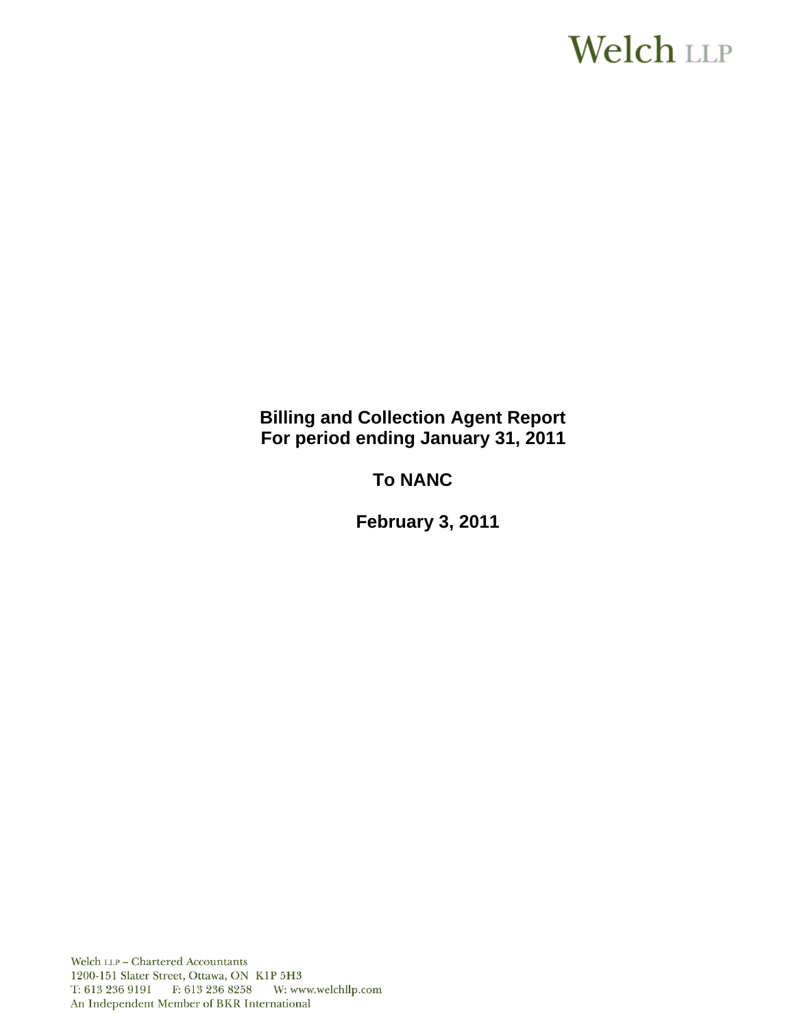Welch LLP

# Billing and Collection Agent Report
# For period ending January 31, 2011

## To NANC

## February 3, 2011

Welch LLP – Chartered Accountants
1200-151 Slater Street, Ottawa, ON K1P 5H3
T: 613 236 9191 F: 613 236 8258 W: www.welchllp.com
An Independent Member of BKR International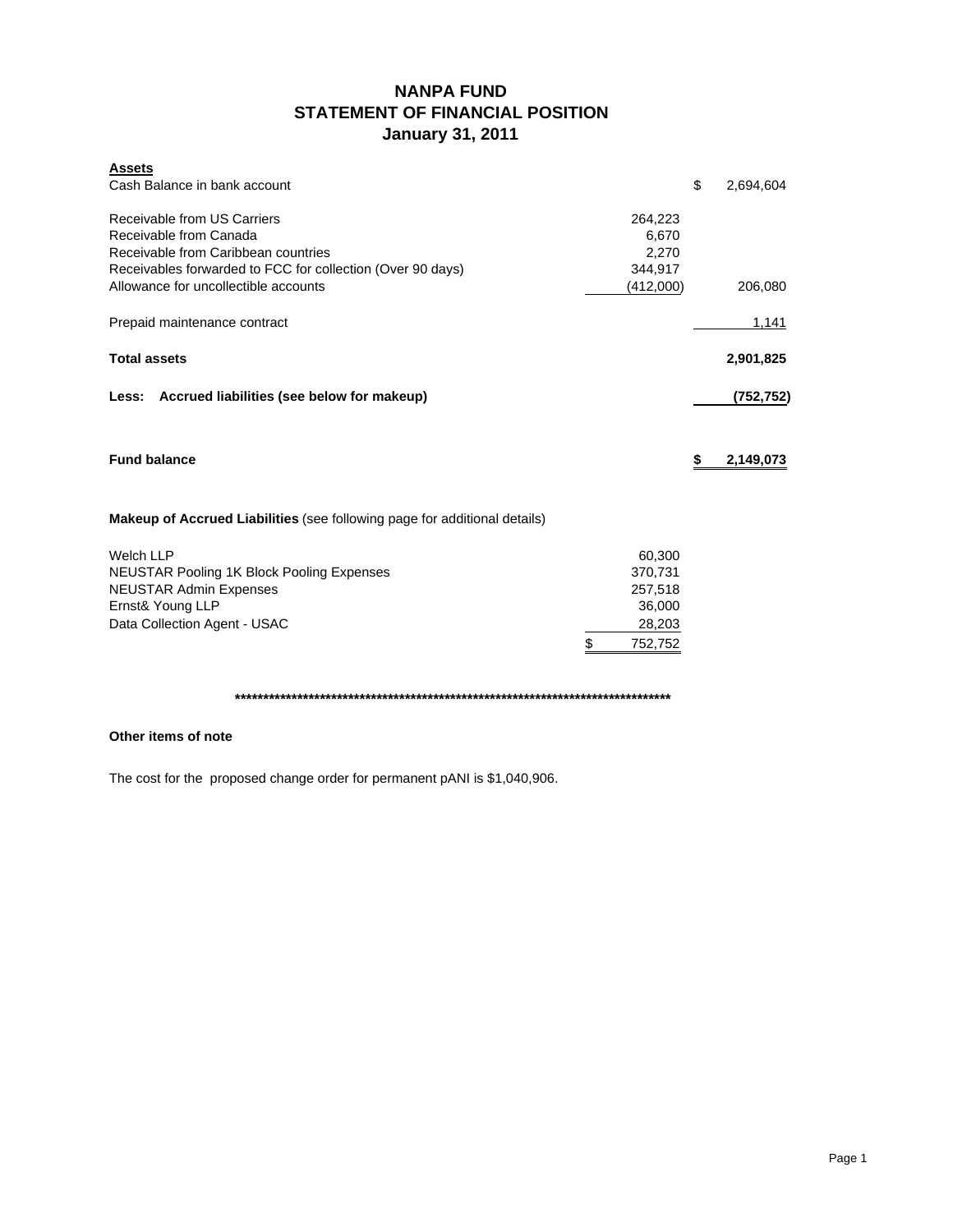# NANPA FUND
## STATEMENT OF FINANCIAL POSITION
### January 31, 2011

**Assets**

| | | |
|---|---|---|
| Cash Balance in bank account | | $ 2,694,604 |
| | | |
| Receivable from US Carriers | 264,223 | |
| Receivable from Canada | 6,670 | |
| Receivable from Caribbean countries | 2,270 | |
| Receivables forwarded to FCC for collection (Over 90 days) | 344,917 | |
| Allowance for uncollectible accounts | (412,000) | 206,080 |
| | | |
| Prepaid maintenance contract | | 1,141 |
| | | |
| **Total assets** | | **2,901,825** |
| | | |
| **Less: Accrued liabilities (see below for makeup)** | | **(752,752)** |
| | | |
| **Fund balance** | | **$ 2,149,073** |

**Makeup of Accrued Liabilities** (see following page for additional details)

| | |
|---|---|
| Welch LLP | 60,300 |
| NEUSTAR Pooling 1K Block Pooling Expenses | 370,731 |
| NEUSTAR Admin Expenses | 257,518 |
| Ernst& Young LLP | 36,000 |
| Data Collection Agent - USAC | 28,203 |
| | $ 752,752 |

********************************************************************************

**Other items of note**

The cost for the proposed change order for permanent pANI is $1,040,906.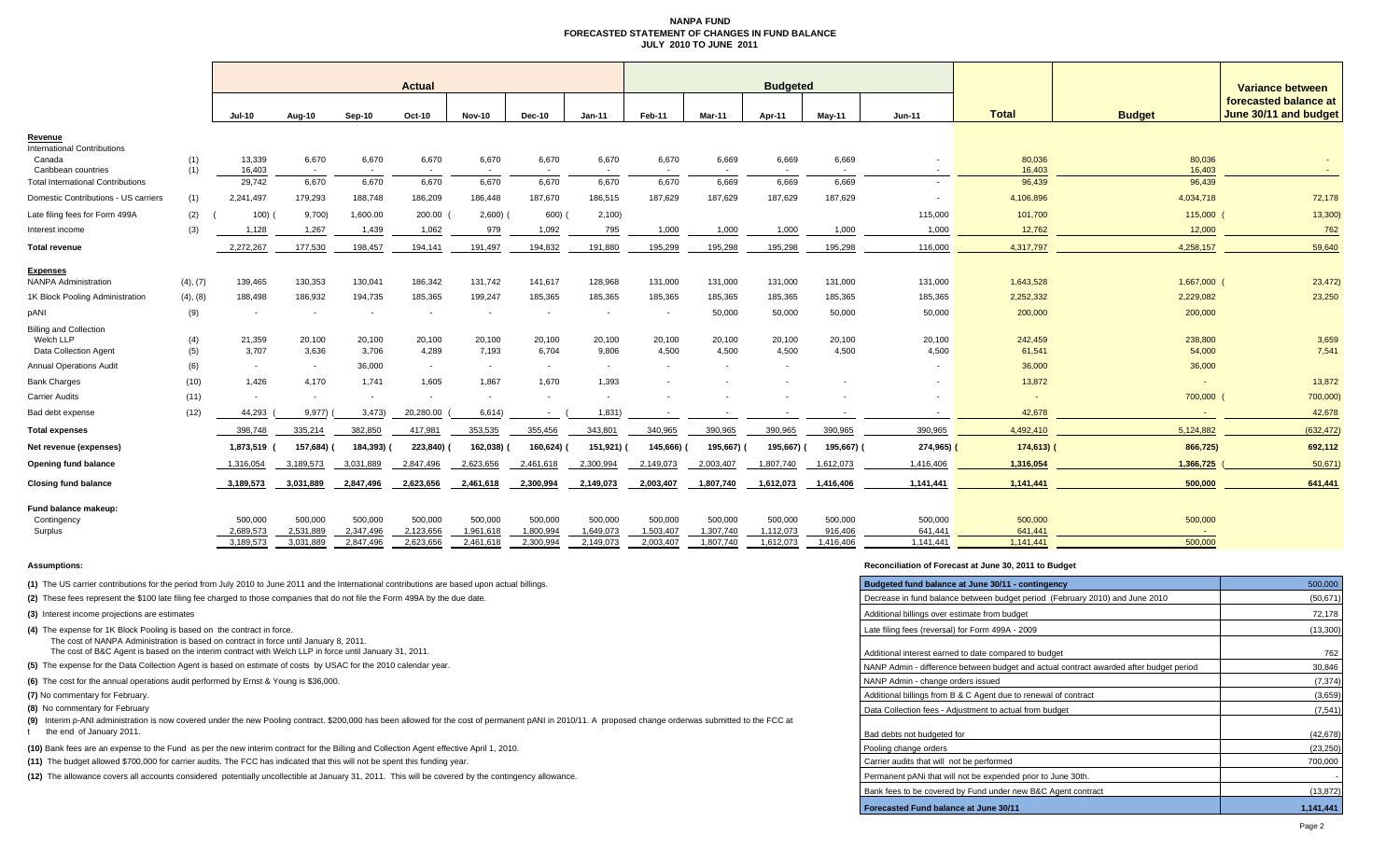# NANPA FUND
## FORECASTED STATEMENT OF CHANGES IN FUND BALANCE
### JULY 2010 TO JUNE 2011

| | | Actual | | | | | | | Budgeted | | | | | | | Variance between forecasted balance at June 30/11 and budget |
|---|---|---|---|---|---|---|---|---|---|---|---|---|---|---|---|---|
| | | Jul-10 | Aug-10 | Sep-10 | Oct-10 | Nov-10 | Dec-10 | Jan-11 | Feb-11 | Mar-11 | Apr-11 | May-11 | Jun-11 | Total | Budget | |
| **Revenue** | | | | | | | | | | | | | | | | |
| International Contributions | | | | | | | | | | | | | | | | |
| Canada | (1) | 13,339 | 6,670 | 6,670 | 6,670 | 6,670 | 6,670 | 6,670 | 6,670 | 6,669 | 6,669 | 6,669 | - | 80,036 | 80,036 | - |
| Caribbean countries | (1) | 16,403 | - | - | - | - | - | - | - | - | - | - | - | 16,403 | 16,403 | - |
| Total International Contributions | | 29,742 | 6,670 | 6,670 | 6,670 | 6,670 | 6,670 | 6,670 | 6,670 | 6,669 | 6,669 | 6,669 | - | 96,439 | 96,439 | |
| Domestic Contributions - US carriers | (1) | 2,241,497 | 179,293 | 188,748 | 186,209 | 186,448 | 187,670 | 186,515 | 187,629 | 187,629 | 187,629 | 187,629 | - | 4,106,896 | 4,034,718 | 72,178 |
| Late filing fees for Form 499A | (2) | (100) | (9,700) | 1,600.00 | 200.00 | (2,600) | (600) | (2,100) | | | | | 115,000 | 101,700 | 115,000 | (13,300) |
| Interest income | (3) | 1,128 | 1,267 | 1,439 | 1,062 | 979 | 1,092 | 795 | 1,000 | 1,000 | 1,000 | 1,000 | 1,000 | 12,762 | 12,000 | 762 |
| **Total revenue** | | 2,272,267 | 177,530 | 198,457 | 194,141 | 191,497 | 194,832 | 191,880 | 195,299 | 195,298 | 195,298 | 195,298 | 116,000 | 4,317,797 | 4,258,157 | 59,640 |
| **Expenses** | | | | | | | | | | | | | | | | |
| NANPA Administration | (4), (7) | 139,465 | 130,353 | 130,041 | 186,342 | 131,742 | 141,617 | 128,968 | 131,000 | 131,000 | 131,000 | 131,000 | 131,000 | 1,643,528 | 1,667,000 | (23,472) |
| 1K Block Pooling Administration | (4), (8) | 188,498 | 186,932 | 194,735 | 185,365 | 199,247 | 185,365 | 185,365 | 185,365 | 185,365 | 185,365 | 185,365 | 185,365 | 2,252,332 | 2,229,082 | 23,250 |
| pANI | (9) | - | - | - | - | - | - | - | - | 50,000 | 50,000 | 50,000 | 50,000 | 200,000 | 200,000 | |
| Billing and Collection | | | | | | | | | | | | | | | | |
| Welch LLP | (4) | 21,359 | 20,100 | 20,100 | 20,100 | 20,100 | 20,100 | 20,100 | 20,100 | 20,100 | 20,100 | 20,100 | 20,100 | 242,459 | 238,800 | 3,659 |
| Data Collection Agent | (5) | 3,707 | 3,636 | 3,706 | 4,289 | 7,193 | 6,704 | 9,806 | 4,500 | 4,500 | 4,500 | 4,500 | 4,500 | 61,541 | 54,000 | 7,541 |
| Annual Operations Audit | (6) | - | - | 36,000 | - | - | - | - | - | - | - | | - | 36,000 | 36,000 | |
| Bank Charges | (10) | 1,426 | 4,170 | 1,741 | 1,605 | 1,867 | 1,670 | 1,393 | - | - | - | - | - | 13,872 | - | 13,872 |
| Carrier Audits | (11) | - | - | - | - | - | - | - | - | - | - | - | - | - | 700,000 | (700,000) |
| Bad debt expense | (12) | 44,293 | (9,977) | (3,473) | 20,280.00 | (6,614) | - | (1,831) | - | - | - | - | - | 42,678 | - | 42,678 |
| **Total expenses** | | 398,748 | 335,214 | 382,850 | 417,981 | 353,535 | 355,456 | 343,801 | 340,965 | 390,965 | 390,965 | 390,965 | 390,965 | 4,492,410 | 5,124,882 | (632,472) |
| **Net revenue (expenses)** | | 1,873,519 | (157,684) | (184,393) | (223,840) | (162,038) | (160,624) | (151,921) | (145,666) | (195,667) | (195,667) | (195,667) | (274,965) | (174,613) | (866,725) | 692,112 |
| **Opening fund balance** | | 1,316,054 | 3,189,573 | 3,031,889 | 2,847,496 | 2,623,656 | 2,461,618 | 2,300,994 | 2,149,073 | 2,003,407 | 1,807,740 | 1,612,073 | 1,416,406 | 1,316,054 | 1,366,725 | (50,671) |
| **Closing fund balance** | | 3,189,573 | 3,031,889 | 2,847,496 | 2,623,656 | 2,461,618 | 2,300,994 | 2,149,073 | 2,003,407 | 1,807,740 | 1,612,073 | 1,416,406 | 1,141,441 | 1,141,441 | 500,000 | 641,441 |
| **Fund balance makeup:** | | | | | | | | | | | | | | | | |
| Contingency | | 500,000 | 500,000 | 500,000 | 500,000 | 500,000 | 500,000 | 500,000 | 500,000 | 500,000 | 500,000 | 500,000 | 500,000 | 500,000 | 500,000 | |
| Surplus | | 2,689,573 | 2,531,889 | 2,347,496 | 2,123,656 | 1,961,618 | 1,800,994 | 1,649,073 | 1,503,407 | 1,307,740 | 1,112,073 | 916,406 | 641,441 | 641,441 | - | |
| | | 3,189,573 | 3,031,889 | 2,847,496 | 2,623,656 | 2,461,618 | 2,300,994 | 2,149,073 | 2,003,407 | 1,807,740 | 1,612,073 | 1,416,406 | 1,141,441 | 1,141,441 | 500,000 | |

**Assumptions:**

**(1)** The US carrier contributions for the period from July 2010 to June 2011 and the International contributions are based upon actual billings.

**(2)** These fees represent the $100 late filing fee charged to those companies that do not file the Form 499A by the due date.

**(3)** Interest income projections are estimates

**(4)** The expense for 1K Block Pooling is based on the contract in force.
The cost of NANPA Administration is based on contract in force until January 8, 2011.
The cost of B&C Agent is based on the interim contract with Welch LLP in force until January 31, 2011.

**(5)** The expense for the Data Collection Agent is based on estimate of costs by USAC for the 2010 calendar year.

**(6)** The cost for the annual operations audit performed by Ernst & Young is $36,000.

**(7)** No commentary for February.

**(8)** No commentary for February

**(9)** Interim p-ANI administration is now covered under the new Pooling contract. $200,000 has been allowed for the cost of permanent pANI in 2010/11. A proposed change orderwas submitted to the FCC at the end of January 2011.

**(10)** Bank fees are an expense to the Fund as per the new interim contract for the Billing and Collection Agent effective April 1, 2010.

**(11)** The budget allowed $700,000 for carrier audits. The FCC has indicated that this will not be spent this funding year.

**(12)** The allowance covers all accounts considered potentially uncollectible at January 31, 2011. This will be covered by the contingency allowance.

**Reconciliation of Forecast at June 30, 2011 to Budget**

| Item | Amount |
|---|---|
| **Budgeted fund balance at June 30/11 - contingency** | 500,000 |
| Decrease in fund balance between budget period (February 2010) and June 2010 | (50,671) |
| Additional billings over estimate from budget | 72,178 |
| Late filing fees (reversal) for Form 499A - 2009 | (13,300) |
| Additional interest earned to date compared to budget | 762 |
| NANP Admin - difference between budget and actual contract awarded after budget period | 30,846 |
| NANP Admin - change orders issued | (7,374) |
| Additional billings from B & C Agent due to renewal of contract | (3,659) |
| Data Collection fees - Adjustment to actual from budget | (7,541) |
| Bad debts not budgeted for | (42,678) |
| Pooling change orders | (23,250) |
| Carrier audits that will not be performed | 700,000 |
| Permanent pANi that will not be expended prior to June 30th. | - |
| Bank fees to be covered by Fund under new B&C Agent contract | (13,872) |
| **Forecasted Fund balance at June 30/11** | **1,141,441** |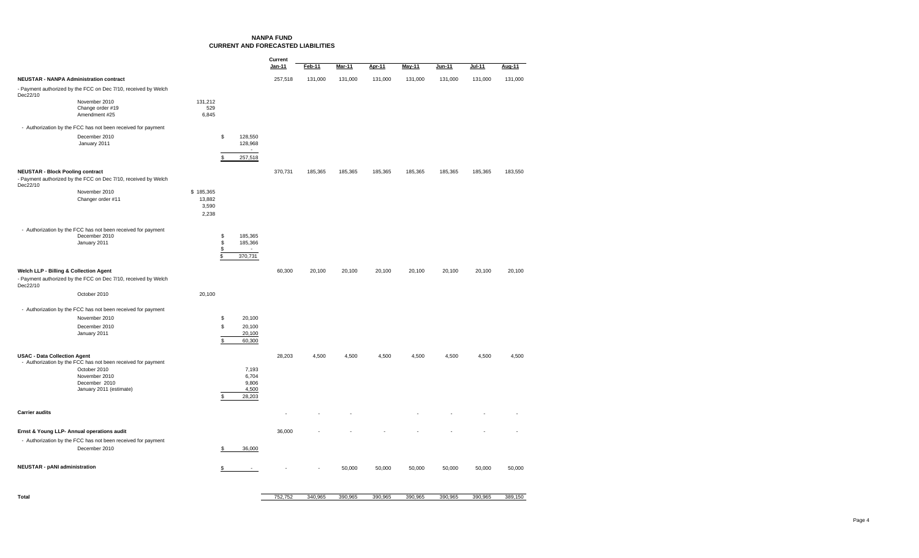# NANPA FUND
## CURRENT AND FORECASTED LIABILITIES

| | | | Current Jan-11 | Feb-11 | Mar-11 | Apr-11 | May-11 | Jun-11 | Jul-11 | Aug-11 |
|---|---|---|---|---|---|---|---|---|---|---|
| **NEUSTAR - NANPA Administration contract** | | | 257,518 | 131,000 | 131,000 | 131,000 | 131,000 | 131,000 | 131,000 | 131,000 |
| - Payment authorized by the FCC on Dec 7/10, received by Welch Dec22/10 | | | | | | | | | | |
| November 2010 | 131,212 | | | | | | | | | |
| Change order #19 | 529 | | | | | | | | | |
| Amendment #25 | 6,845 | | | | | | | | | |
| - Authorization by the FCC has not been received for payment | | | | | | | | | | |
| December 2010 | | $ 128,550 | | | | | | | | |
| January 2011 | | 128,968 | | | | | | | | |
| | | - | | | | | | | | |
| | | $ 257,518 | | | | | | | | |
| **NEUSTAR - Block Pooling contract** | | | 370,731 | 185,365 | 185,365 | 185,365 | 185,365 | 185,365 | 185,365 | 183,550 |
| - Payment authorized by the FCC on Dec 7/10, received by Welch Dec22/10 | | | | | | | | | | |
| November 2010 | $ 185,365 | | | | | | | | | |
| Changer order #11 | 13,882 | | | | | | | | | |
| | 3,590 | | | | | | | | | |
| | 2,238 | | | | | | | | | |
| - Authorization by the FCC has not been received for payment | | | | | | | | | | |
| December 2010 | | $ 185,365 | | | | | | | | |
| January 2011 | | $ 185,366 | | | | | | | | |
| | | $ - | | | | | | | | |
| | | $ 370,731 | | | | | | | | |
| **Welch LLP - Billing & Collection Agent** | | | 60,300 | 20,100 | 20,100 | 20,100 | 20,100 | 20,100 | 20,100 | 20,100 |
| - Payment authorized by the FCC on Dec 7/10, received by Welch Dec22/10 | | | | | | | | | | |
| October 2010 | 20,100 | | | | | | | | | |
| - Authorization by the FCC has not been received for payment | | | | | | | | | | |
| November 2010 | | $ 20,100 | | | | | | | | |
| December 2010 | | $ 20,100 | | | | | | | | |
| January 2011 | | 20,100 | | | | | | | | |
| | | $ 60,300 | | | | | | | | |
| **USAC - Data Collection Agent** | | | 28,203 | 4,500 | 4,500 | 4,500 | 4,500 | 4,500 | 4,500 | 4,500 |
| - Authorization by the FCC has not been received for payment | | | | | | | | | | |
| October 2010 | | 7,193 | | | | | | | | |
| November 2010 | | 6,704 | | | | | | | | |
| December 2010 | | 9,806 | | | | | | | | |
| January 2011 (estimate) | | 4,500 | | | | | | | | |
| | | $ 28,203 | | | | | | | | |
| **Carrier audits** | | | - | - | - | | - | - | - | - |
| **Ernst & Young LLP- Annual operations audit** | | | 36,000 | - | - | - | - | - | - | - |
| - Authorization by the FCC has not been received for payment | | | | | | | | | | |
| December 2010 | | $ 36,000 | | | | | | | | |
| **NEUSTAR - pANI administration** | | $ - | - | - | 50,000 | 50,000 | 50,000 | 50,000 | 50,000 | 50,000 |
| **Total** | | | 752,752 | 340,965 | 390,965 | 390,965 | 390,965 | 390,965 | 390,965 | 389,150 |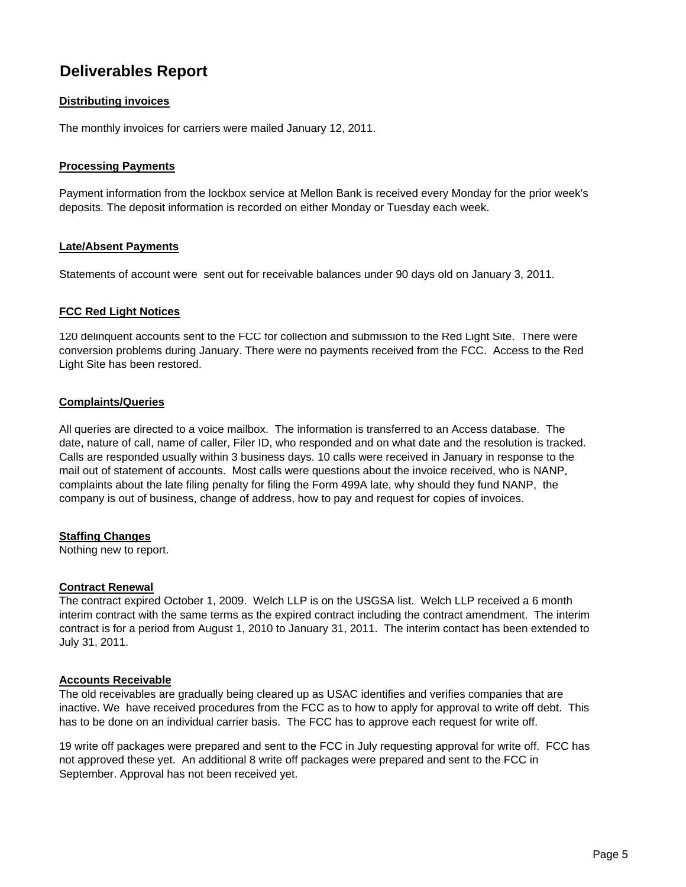# Deliverables Report

**Distributing invoices**

The monthly invoices for carriers were mailed January 12, 2011.

**Processing Payments**

Payment information from the lockbox service at Mellon Bank is received every Monday for the prior week's deposits. The deposit information is recorded on either Monday or Tuesday each week.

**Late/Absent Payments**

Statements of account were sent out for receivable balances under 90 days old on January 3, 2011.

**FCC Red Light Notices**

120 delinquent accounts sent to the FCC for collection and submission to the Red Light Site. There were conversion problems during January. There were no payments received from the FCC. Access to the Red Light Site has been restored.

**Complaints/Queries**

All queries are directed to a voice mailbox. The information is transferred to an Access database. The date, nature of call, name of caller, Filer ID, who responded and on what date and the resolution is tracked. Calls are responded usually within 3 business days. 10 calls were received in January in response to the mail out of statement of accounts. Most calls were questions about the invoice received, who is NANP, complaints about the late filing penalty for filing the Form 499A late, why should they fund NANP, the company is out of business, change of address, how to pay and request for copies of invoices.

**Staffing Changes**

Nothing new to report.

**Contract Renewal**

The contract expired October 1, 2009. Welch LLP is on the USGSA list. Welch LLP received a 6 month interim contract with the same terms as the expired contract including the contract amendment. The interim contract is for a period from August 1, 2010 to January 31, 2011. The interim contact has been extended to July 31, 2011.

**Accounts Receivable**

The old receivables are gradually being cleared up as USAC identifies and verifies companies that are inactive. We have received procedures from the FCC as to how to apply for approval to write off debt. This has to be done on an individual carrier basis. The FCC has to approve each request for write off.

19 write off packages were prepared and sent to the FCC in July requesting approval for write off. FCC has not approved these yet. An additional 8 write off packages were prepared and sent to the FCC in September. Approval has not been received yet.